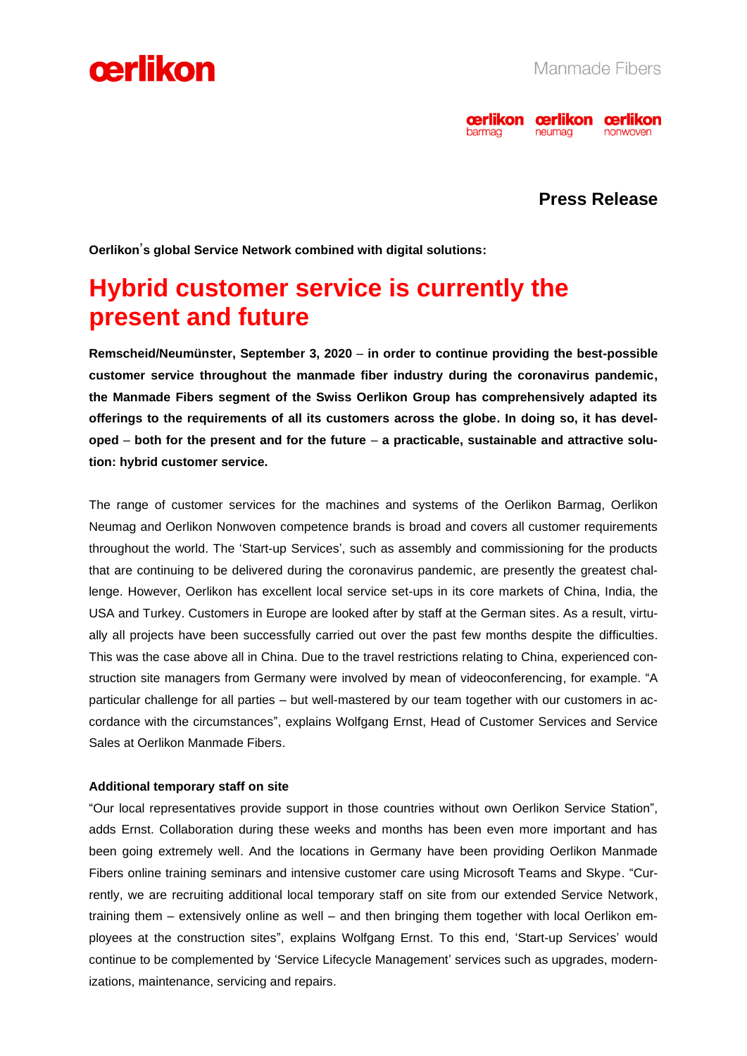**Press Release**

**Oerlikon's global Service Network combined with digital solutions:**

# Hybrid customer service is currently the present and future

**Remscheid/Neumünster, September 3, 2020 – in order to continue providing the best-possible customer service throughout the manmade fiber industry during the coronavirus pandemic, the Manmade Fibers segment of the Swiss Oerlikon Group has comprehensively adapted its offerings to the requirements of all its customers across the globe. In doing so, it has developed – both for the present and for the future – a practicable, sustainable and attractive solution: hybrid customer service.**

The range of customer services for the machines and systems of the Oerlikon Barmag, Oerlikon Neumag and Oerlikon Nonwoven competence brands is broad and covers all customer requirements throughout the world. The 'Start-up Services', such as assembly and commissioning for the products that are continuing to be delivered during the coronavirus pandemic, are presently the greatest challenge. However, Oerlikon has excellent local service set-ups in its core markets of China, India, the USA and Turkey. Customers in Europe are looked after by staff at the German sites. As a result, virtually all projects have been successfully carried out over the past few months despite the difficulties. This was the case above all in China. Due to the travel restrictions relating to China, experienced construction site managers from Germany were involved by mean of videoconferencing, for example. "A particular challenge for all parties – but well-mastered by our team together with our customers in accordance with the circumstances", explains Wolfgang Ernst, Head of Customer Services and Service Sales at Oerlikon Manmade Fibers.

**Additional temporary staff on site**

"Our local representatives provide support in those countries without own Oerlikon Service Station", adds Ernst. Collaboration during these weeks and months has been even more important and has been going extremely well. And the locations in Germany have been providing Oerlikon Manmade Fibers online training seminars and intensive customer care using Microsoft Teams and Skype. "Currently, we are recruiting additional local temporary staff on site from our extended Service Network, training them – extensively online as well – and then bringing them together with local Oerlikon employees at the construction sites", explains Wolfgang Ernst. To this end, 'Start-up Services' would continue to be complemented by 'Service Lifecycle Management' services such as upgrades, modernizations, maintenance, servicing and repairs.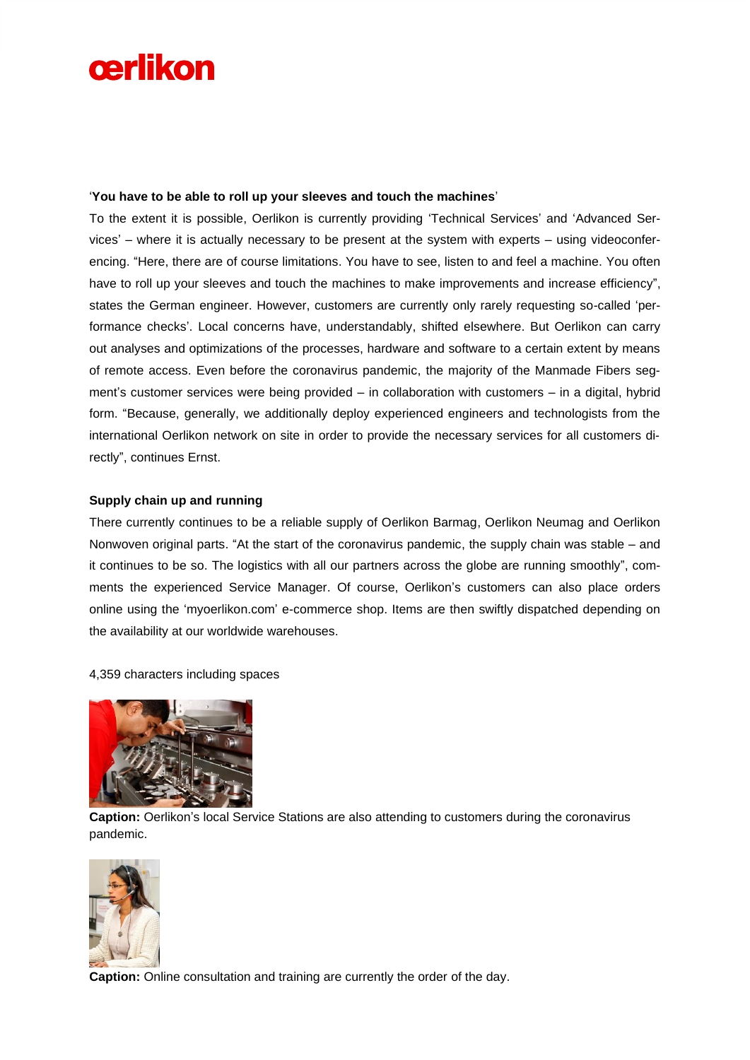**'You have to be able to roll up your sleeves and touch the machines'**

To the extent it is possible, Oerlikon is currently providing 'Technical Services' and 'Advanced Services' – where it is actually necessary to be present at the system with experts – using videoconferencing. "Here, there are of course limitations. You have to see, listen to and feel a machine. You often have to roll up your sleeves and touch the machines to make improvements and increase efficiency", states the German engineer. However, customers are currently only rarely requesting so-called 'performance checks'. Local concerns have, understandably, shifted elsewhere. But Oerlikon can carry out analyses and optimizations of the processes, hardware and software to a certain extent by means of remote access. Even before the coronavirus pandemic, the majority of the Manmade Fibers segment's customer services were being provided – in collaboration with customers – in a digital, hybrid form. "Because, generally, we additionally deploy experienced engineers and technologists from the international Oerlikon network on site in order to provide the necessary services for all customers directly", continues Ernst.

**Supply chain up and running**

There currently continues to be a reliable supply of Oerlikon Barmag, Oerlikon Neumag and Oerlikon Nonwoven original parts. "At the start of the coronavirus pandemic, the supply chain was stable – and it continues to be so. The logistics with all our partners across the globe are running smoothly", comments the experienced Service Manager. Of course, Oerlikon's customers can also place orders online using the 'myoerlikon.com' e-commerce shop. Items are then swiftly dispatched depending on the availability at our worldwide warehouses.

4,359 characters including spaces

**Caption:** Oerlikon's local Service Stations are also attending to customers during the coronavirus pandemic.

**Caption:** Online consultation and training are currently the order of the day.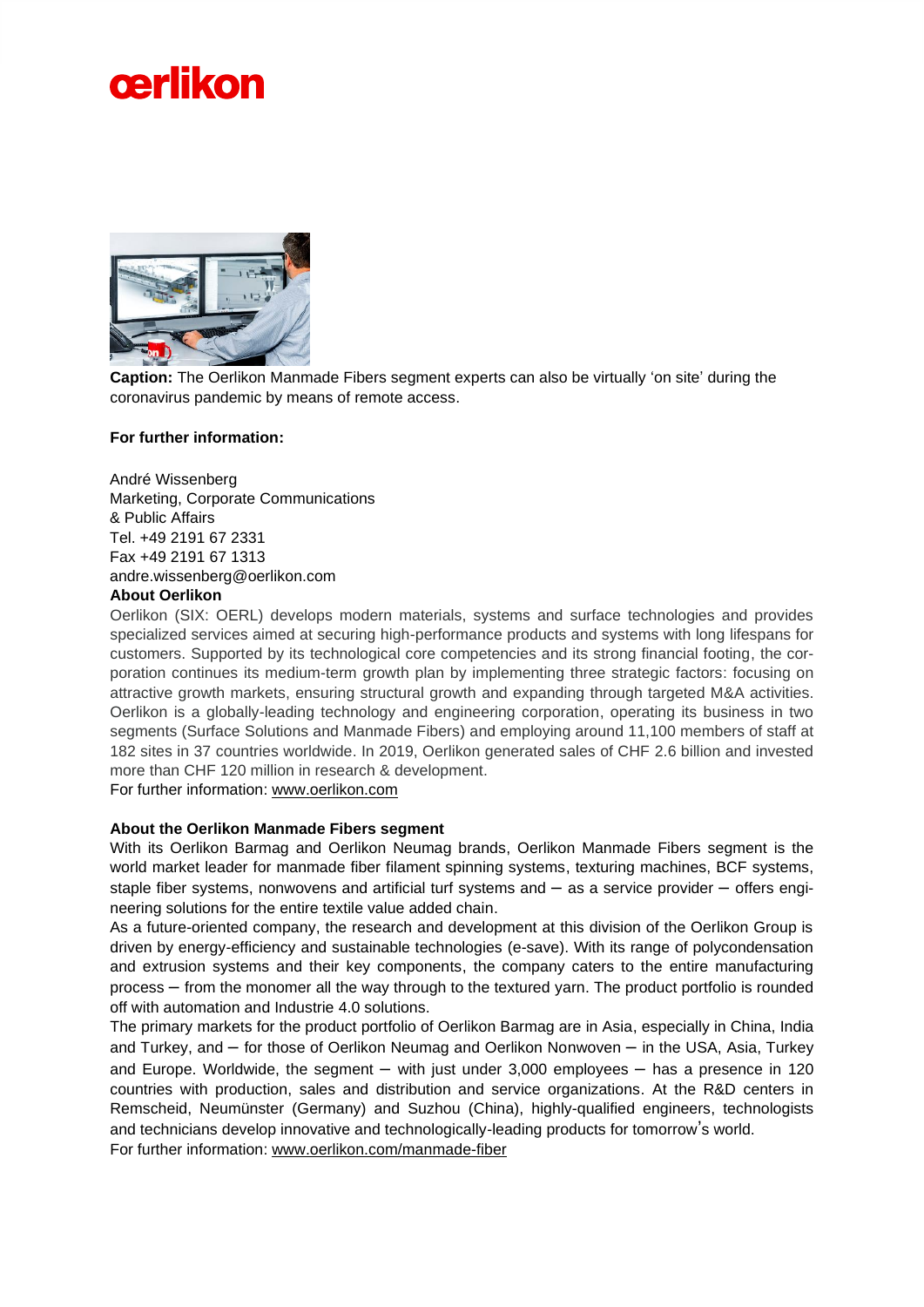**Caption:** The Oerlikon Manmade Fibers segment experts can also be virtually 'on site' during the coronavirus pandemic by means of remote access.

**For further information:**

André Wissenberg
Marketing, Corporate Communications
& Public Affairs
Tel. +49 2191 67 2331
Fax +49 2191 67 1313
andre.wissenberg@oerlikon.com

**About Oerlikon**

Oerlikon (SIX: OERL) develops modern materials, systems and surface technologies and provides specialized services aimed at securing high-performance products and systems with long lifespans for customers. Supported by its technological core competencies and its strong financial footing, the corporation continues its medium-term growth plan by implementing three strategic factors: focusing on attractive growth markets, ensuring structural growth and expanding through targeted M&A activities. Oerlikon is a globally-leading technology and engineering corporation, operating its business in two segments (Surface Solutions and Manmade Fibers) and employing around 11,100 members of staff at 182 sites in 37 countries worldwide. In 2019, Oerlikon generated sales of CHF 2.6 billion and invested more than CHF 120 million in research & development.
For further information: www.oerlikon.com

**About the Oerlikon Manmade Fibers segment**

With its Oerlikon Barmag and Oerlikon Neumag brands, Oerlikon Manmade Fibers segment is the world market leader for manmade fiber filament spinning systems, texturing machines, BCF systems, staple fiber systems, nonwovens and artificial turf systems and – as a service provider – offers engineering solutions for the entire textile value added chain.
As a future-oriented company, the research and development at this division of the Oerlikon Group is driven by energy-efficiency and sustainable technologies (e-save). With its range of polycondensation and extrusion systems and their key components, the company caters to the entire manufacturing process – from the monomer all the way through to the textured yarn. The product portfolio is rounded off with automation and Industrie 4.0 solutions.
The primary markets for the product portfolio of Oerlikon Barmag are in Asia, especially in China, India and Turkey, and – for those of Oerlikon Neumag and Oerlikon Nonwoven – in the USA, Asia, Turkey and Europe. Worldwide, the segment – with just under 3,000 employees – has a presence in 120 countries with production, sales and distribution and service organizations. At the R&D centers in Remscheid, Neumünster (Germany) and Suzhou (China), highly-qualified engineers, technologists and technicians develop innovative and technologically-leading products for tomorrow's world.
For further information: www.oerlikon.com/manmade-fiber